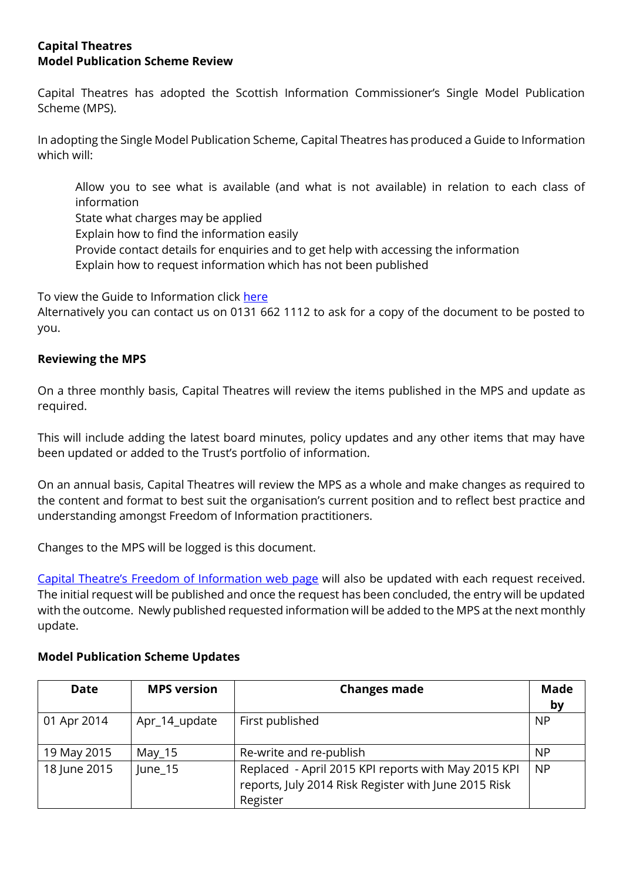**Capital Theatres**
**Model Publication Scheme Review**

Capital Theatres has adopted the Scottish Information Commissioner's Single Model Publication Scheme (MPS).

In adopting the Single Model Publication Scheme, Capital Theatres has produced a Guide to Information which will:

- Allow you to see what is available (and what is not available) in relation to each class of information
- State what charges may be applied
- Explain how to find the information easily
- Provide contact details for enquiries and to get help with accessing the information
- Explain how to request information which has not been published

To view the Guide to Information click [here](#)
Alternatively you can contact us on 0131 662 1112 to ask for a copy of the document to be posted to you.

**Reviewing the MPS**

On a three monthly basis, Capital Theatres will review the items published in the MPS and update as required.

This will include adding the latest board minutes, policy updates and any other items that may have been updated or added to the Trust's portfolio of information.

On an annual basis, Capital Theatres will review the MPS as a whole and make changes as required to the content and format to best suit the organisation's current position and to reflect best practice and understanding amongst Freedom of Information practitioners.

Changes to the MPS will be logged is this document.

[Capital Theatre's Freedom of Information web page](#) will also be updated with each request received. The initial request will be published and once the request has been concluded, the entry will be updated with the outcome. Newly published requested information will be added to the MPS at the next monthly update.

**Model Publication Scheme Updates**

| Date | MPS version | Changes made | Made by |
|---|---|---|---|
| 01 Apr 2014 | Apr_14_update | First published | NP |
| 19 May 2015 | May_15 | Re-write and re-publish | NP |
| 18 June 2015 | June_15 | Replaced - April 2015 KPI reports with May 2015 KPI reports, July 2014 Risk Register with June 2015 Risk Register | NP |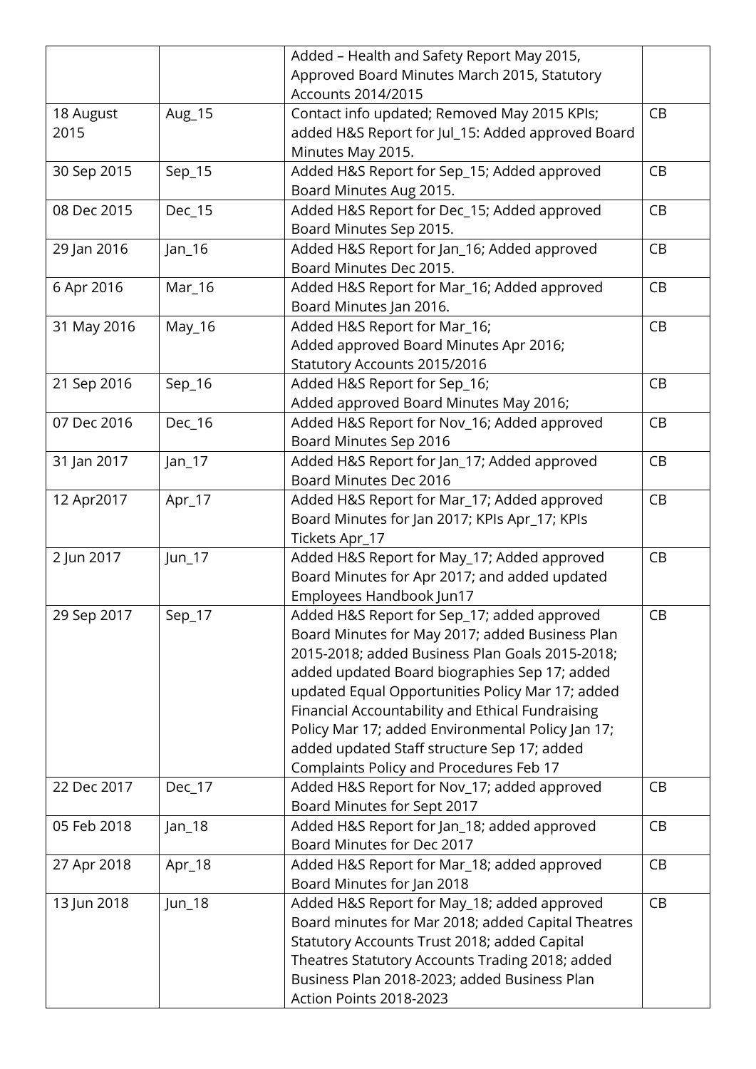| | | Added – Health and Safety Report May 2015, Approved Board Minutes March 2015, Statutory Accounts 2014/2015 | |
|---|---|---|---|
| 18 August 2015 | Aug_15 | Contact info updated; Removed May 2015 KPIs; added H&S Report for Jul_15: Added approved Board Minutes May 2015. | CB |
| 30 Sep 2015 | Sep_15 | Added H&S Report for Sep_15; Added approved Board Minutes Aug 2015. | CB |
| 08 Dec 2015 | Dec_15 | Added H&S Report for Dec_15; Added approved Board Minutes Sep 2015. | CB |
| 29 Jan 2016 | Jan_16 | Added H&S Report for Jan_16; Added approved Board Minutes Dec 2015. | CB |
| 6 Apr 2016 | Mar_16 | Added H&S Report for Mar_16; Added approved Board Minutes Jan 2016. | CB |
| 31 May 2016 | May_16 | Added H&S Report for Mar_16;<br>Added approved Board Minutes Apr 2016;<br>Statutory Accounts 2015/2016 | CB |
| 21 Sep 2016 | Sep_16 | Added H&S Report for Sep_16;<br>Added approved Board Minutes May 2016; | CB |
| 07 Dec 2016 | Dec_16 | Added H&S Report for Nov_16; Added approved Board Minutes Sep 2016 | CB |
| 31 Jan 2017 | Jan_17 | Added H&S Report for Jan_17; Added approved Board Minutes Dec 2016 | CB |
| 12 Apr2017 | Apr_17 | Added H&S Report for Mar_17; Added approved Board Minutes for Jan 2017; KPIs Apr_17; KPIs Tickets Apr_17 | CB |
| 2 Jun 2017 | Jun_17 | Added H&S Report for May_17; Added approved Board Minutes for Apr 2017; and added updated Employees Handbook Jun17 | CB |
| 29 Sep 2017 | Sep_17 | Added H&S Report for Sep_17; added approved Board Minutes for May 2017; added Business Plan 2015-2018; added Business Plan Goals 2015-2018; added updated Board biographies Sep 17; added updated Equal Opportunities Policy Mar 17; added Financial Accountability and Ethical Fundraising Policy Mar 17; added Environmental Policy Jan 17; added updated Staff structure Sep 17; added Complaints Policy and Procedures Feb 17 | CB |
| 22 Dec 2017 | Dec_17 | Added H&S Report for Nov_17; added approved Board Minutes for Sept 2017 | CB |
| 05 Feb 2018 | Jan_18 | Added H&S Report for Jan_18; added approved Board Minutes for Dec 2017 | CB |
| 27 Apr 2018 | Apr_18 | Added H&S Report for Mar_18; added approved Board Minutes for Jan 2018 | CB |
| 13 Jun 2018 | Jun_18 | Added H&S Report for May_18; added approved Board minutes for Mar 2018; added Capital Theatres Statutory Accounts Trust 2018; added Capital Theatres Statutory Accounts Trading 2018; added Business Plan 2018-2023; added Business Plan Action Points 2018-2023 | CB |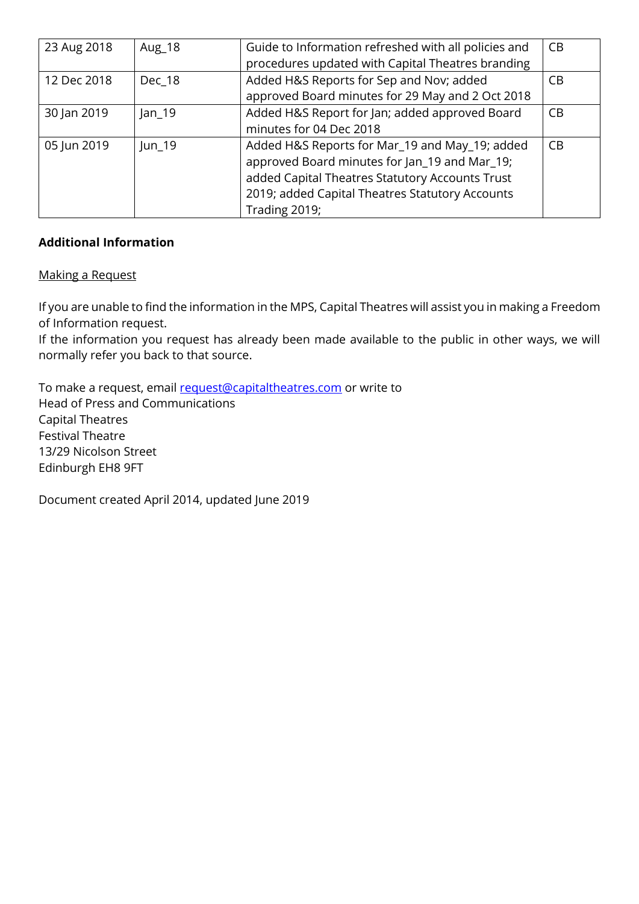| | | | |
|---|---|---|---|
| 23 Aug 2018 | Aug_18 | Guide to Information refreshed with all policies and procedures updated with Capital Theatres branding | CB |
| 12 Dec 2018 | Dec_18 | Added H&S Reports for Sep and Nov; added approved Board minutes for 29 May and 2 Oct 2018 | CB |
| 30 Jan 2019 | Jan_19 | Added H&S Report for Jan; added approved Board minutes for 04 Dec 2018 | CB |
| 05 Jun 2019 | Jun_19 | Added H&S Reports for Mar_19 and May_19; added approved Board minutes for Jan_19 and Mar_19; added Capital Theatres Statutory Accounts Trust 2019; added Capital Theatres Statutory Accounts Trading 2019; | CB |

**Additional Information**

Making a Request

If you are unable to find the information in the MPS, Capital Theatres will assist you in making a Freedom of Information request.
If the information you request has already been made available to the public in other ways, we will normally refer you back to that source.

To make a request, email request@capitaltheatres.com or write to
Head of Press and Communications
Capital Theatres
Festival Theatre
13/29 Nicolson Street
Edinburgh EH8 9FT

Document created April 2014, updated June 2019